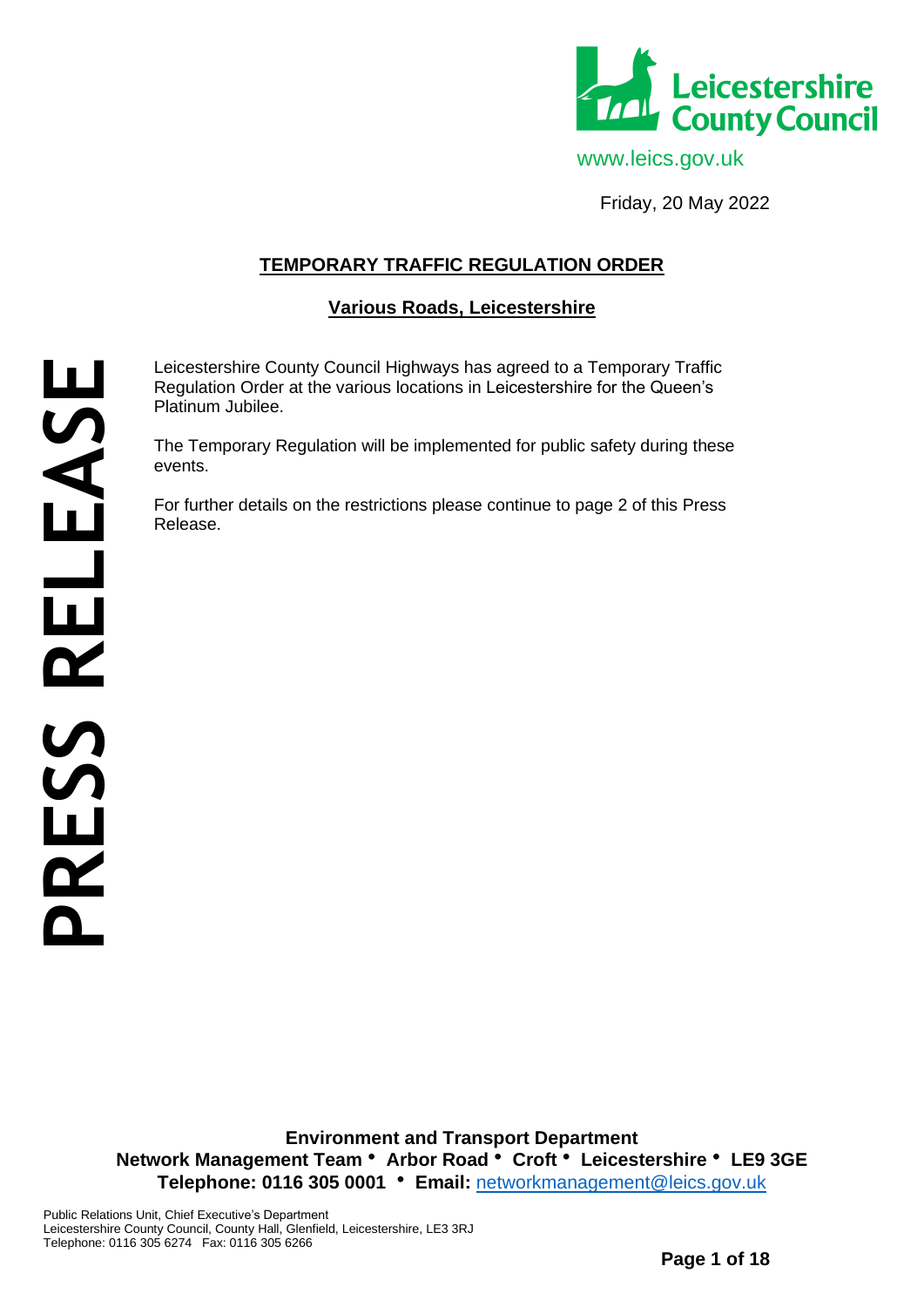Leicestershire County Council

www.leics.gov.uk

Friday, 20 May 2022

PRESS RELEASE

## TEMPORARY TRAFFIC REGULATION ORDER

### Various Roads, Leicestershire

Leicestershire County Council Highways has agreed to a Temporary Traffic Regulation Order at the various locations in Leicestershire for the Queen's Platinum Jubilee.

The Temporary Regulation will be implemented for public safety during these events.

For further details on the restrictions please continue to page 2 of this Press Release.

**Environment and Transport Department**
**Network Management Team • Arbor Road • Croft • Leicestershire • LE9 3GE**
**Telephone: 0116 305 0001 • Email:** networkmanagement@leics.gov.uk

Public Relations Unit, Chief Executive's Department
Leicestershire County Council, County Hall, Glenfield, Leicestershire, LE3 3RJ
Telephone: 0116 305 6274 Fax: 0116 305 6266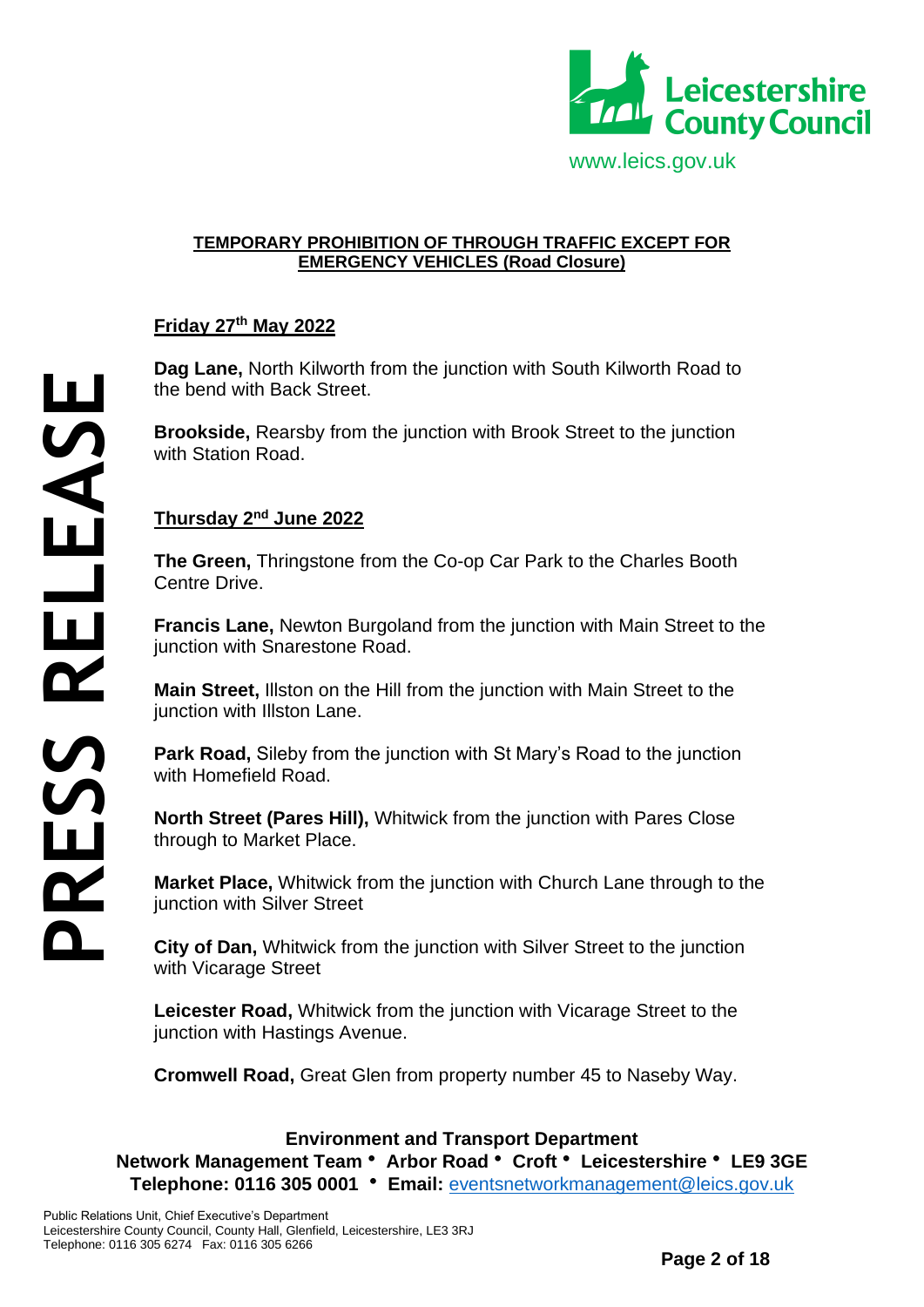**Leicestershire County Council**
www.leics.gov.uk

**PRESS RELEASE**

## TEMPORARY PROHIBITION OF THROUGH TRAFFIC EXCEPT FOR EMERGENCY VEHICLES (Road Closure)

### Friday 27th May 2022

**Dag Lane,** North Kilworth from the junction with South Kilworth Road to the bend with Back Street.

**Brookside,** Rearsby from the junction with Brook Street to the junction with Station Road.

### Thursday 2nd June 2022

**The Green,** Thringstone from the Co-op Car Park to the Charles Booth Centre Drive.

**Francis Lane,** Newton Burgoland from the junction with Main Street to the junction with Snarestone Road.

**Main Street,** Illston on the Hill from the junction with Main Street to the junction with Illston Lane.

**Park Road,** Sileby from the junction with St Mary's Road to the junction with Homefield Road.

**North Street (Pares Hill),** Whitwick from the junction with Pares Close through to Market Place.

**Market Place,** Whitwick from the junction with Church Lane through to the junction with Silver Street

**City of Dan,** Whitwick from the junction with Silver Street to the junction with Vicarage Street

**Leicester Road,** Whitwick from the junction with Vicarage Street to the junction with Hastings Avenue.

**Cromwell Road,** Great Glen from property number 45 to Naseby Way.

**Environment and Transport Department**
**Network Management Team • Arbor Road • Croft • Leicestershire • LE9 3GE**
**Telephone: 0116 305 0001 • Email:** eventsnetworkmanagement@leics.gov.uk

Public Relations Unit, Chief Executive's Department
Leicestershire County Council, County Hall, Glenfield, Leicestershire, LE3 8RJ
Telephone: 0116 305 6274 Fax: 0116 305 6266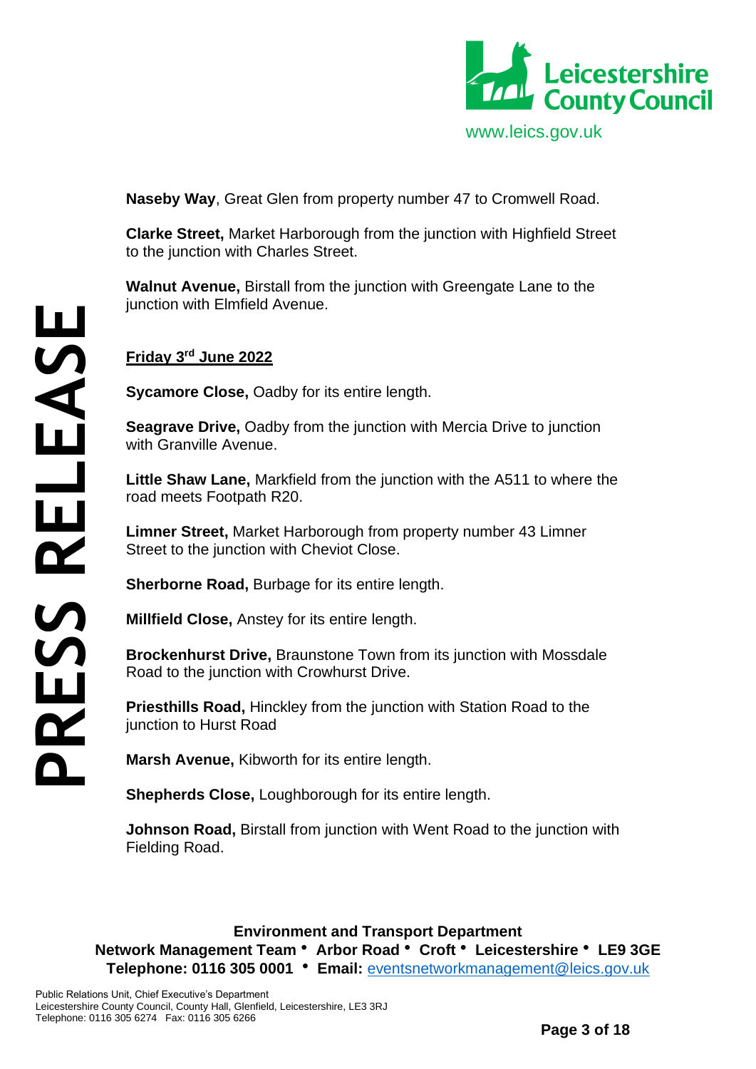**Naseby Way**, Great Glen from property number 47 to Cromwell Road.

**Clarke Street,** Market Harborough from the junction with Highfield Street to the junction with Charles Street.

**Walnut Avenue,** Birstall from the junction with Greengate Lane to the junction with Elmfield Avenue.

**Friday 3rd June 2022**

**Sycamore Close,** Oadby for its entire length.

**Seagrave Drive,** Oadby from the junction with Mercia Drive to junction with Granville Avenue.

**Little Shaw Lane,** Markfield from the junction with the A511 to where the road meets Footpath R20.

**Limner Street,** Market Harborough from property number 43 Limner Street to the junction with Cheviot Close.

**Sherborne Road,** Burbage for its entire length.

**Millfield Close,** Anstey for its entire length.

**Brockenhurst Drive,** Braunstone Town from its junction with Mossdale Road to the junction with Crowhurst Drive.

**Priesthills Road,** Hinckley from the junction with Station Road to the junction to Hurst Road

**Marsh Avenue,** Kibworth for its entire length.

**Shepherds Close,** Loughborough for its entire length.

**Johnson Road,** Birstall from junction with Went Road to the junction with Fielding Road.

**Environment and Transport Department**
**Network Management Team • Arbor Road • Croft • Leicestershire • LE9 3GE**
**Telephone: 0116 305 0001 • Email:** eventsnetworkmanagement@leics.gov.uk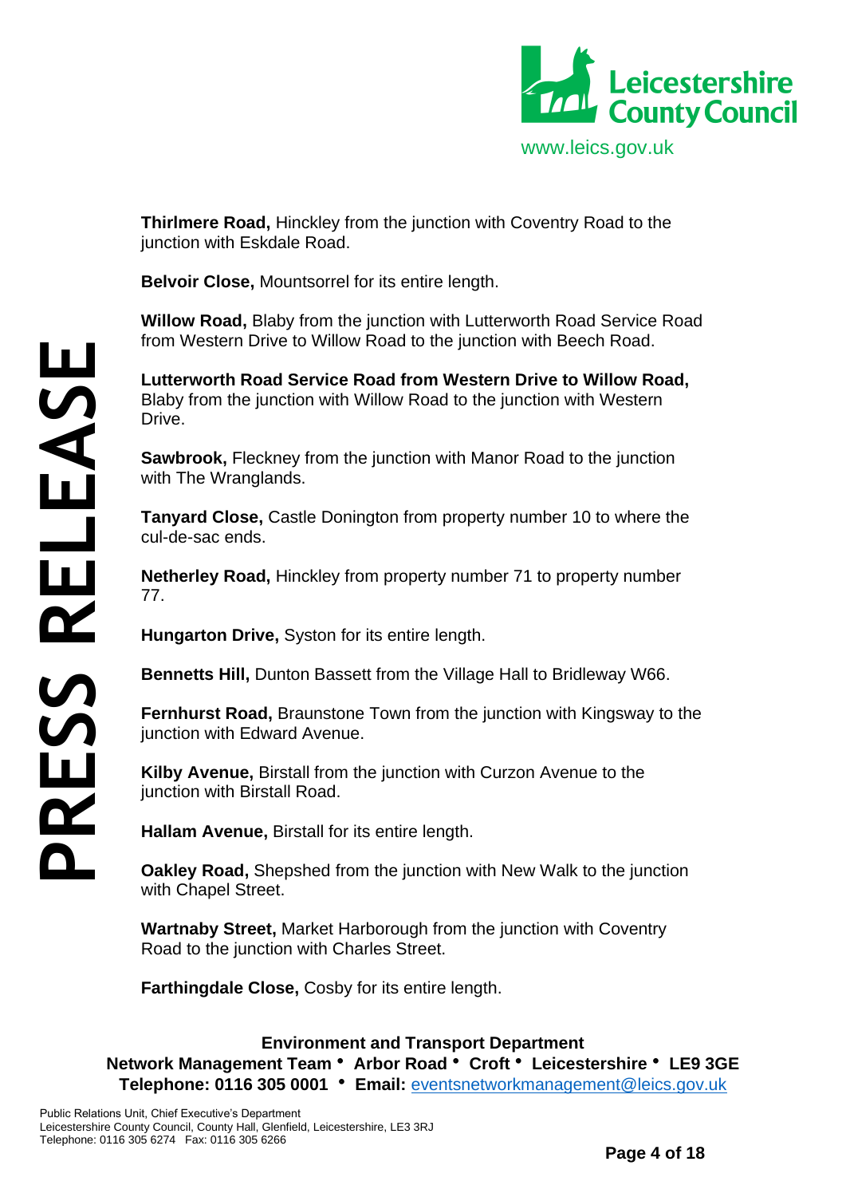**Thirlmere Road,** Hinckley from the junction with Coventry Road to the junction with Eskdale Road.

**Belvoir Close,** Mountsorrel for its entire length.

**Willow Road,** Blaby from the junction with Lutterworth Road Service Road from Western Drive to Willow Road to the junction with Beech Road.

**Lutterworth Road Service Road from Western Drive to Willow Road,** Blaby from the junction with Willow Road to the junction with Western Drive.

**Sawbrook,** Fleckney from the junction with Manor Road to the junction with The Wranglands.

**Tanyard Close,** Castle Donington from property number 10 to where the cul-de-sac ends.

**Netherley Road,** Hinckley from property number 71 to property number 77.

**Hungarton Drive,** Syston for its entire length.

**Bennetts Hill,** Dunton Bassett from the Village Hall to Bridleway W66.

**Fernhurst Road,** Braunstone Town from the junction with Kingsway to the junction with Edward Avenue.

**Kilby Avenue,** Birstall from the junction with Curzon Avenue to the junction with Birstall Road.

**Hallam Avenue,** Birstall for its entire length.

**Oakley Road,** Shepshed from the junction with New Walk to the junction with Chapel Street.

**Wartnaby Street,** Market Harborough from the junction with Coventry Road to the junction with Charles Street.

**Farthingdale Close,** Cosby for its entire length.

**Environment and Transport Department**
**Network Management Team • Arbor Road • Croft • Leicestershire • LE9 3GE**
**Telephone: 0116 305 0001 • Email:** eventsnetworkmanagement@leics.gov.uk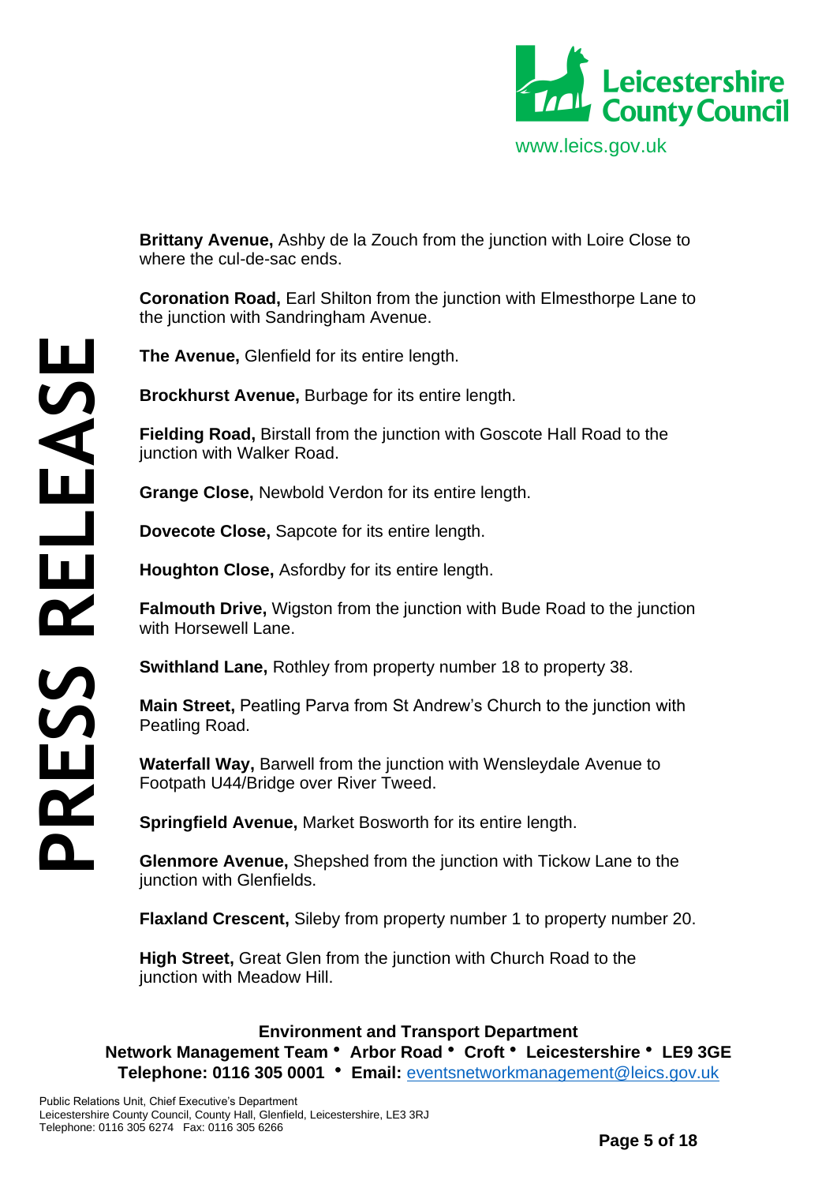**Brittany Avenue,** Ashby de la Zouch from the junction with Loire Close to where the cul-de-sac ends.

**Coronation Road,** Earl Shilton from the junction with Elmesthorpe Lane to the junction with Sandringham Avenue.

**The Avenue,** Glenfield for its entire length.

**Brockhurst Avenue,** Burbage for its entire length.

**Fielding Road,** Birstall from the junction with Goscote Hall Road to the junction with Walker Road.

**Grange Close,** Newbold Verdon for its entire length.

**Dovecote Close,** Sapcote for its entire length.

**Houghton Close,** Asfordby for its entire length.

**Falmouth Drive,** Wigston from the junction with Bude Road to the junction with Horsewell Lane.

**Swithland Lane,** Rothley from property number 18 to property 38.

**Main Street,** Peatling Parva from St Andrew's Church to the junction with Peatling Road.

**Waterfall Way,** Barwell from the junction with Wensleydale Avenue to Footpath U44/Bridge over River Tweed.

**Springfield Avenue,** Market Bosworth for its entire length.

**Glenmore Avenue,** Shepshed from the junction with Tickow Lane to the junction with Glenfields.

**Flaxland Crescent,** Sileby from property number 1 to property number 20.

**High Street,** Great Glen from the junction with Church Road to the junction with Meadow Hill.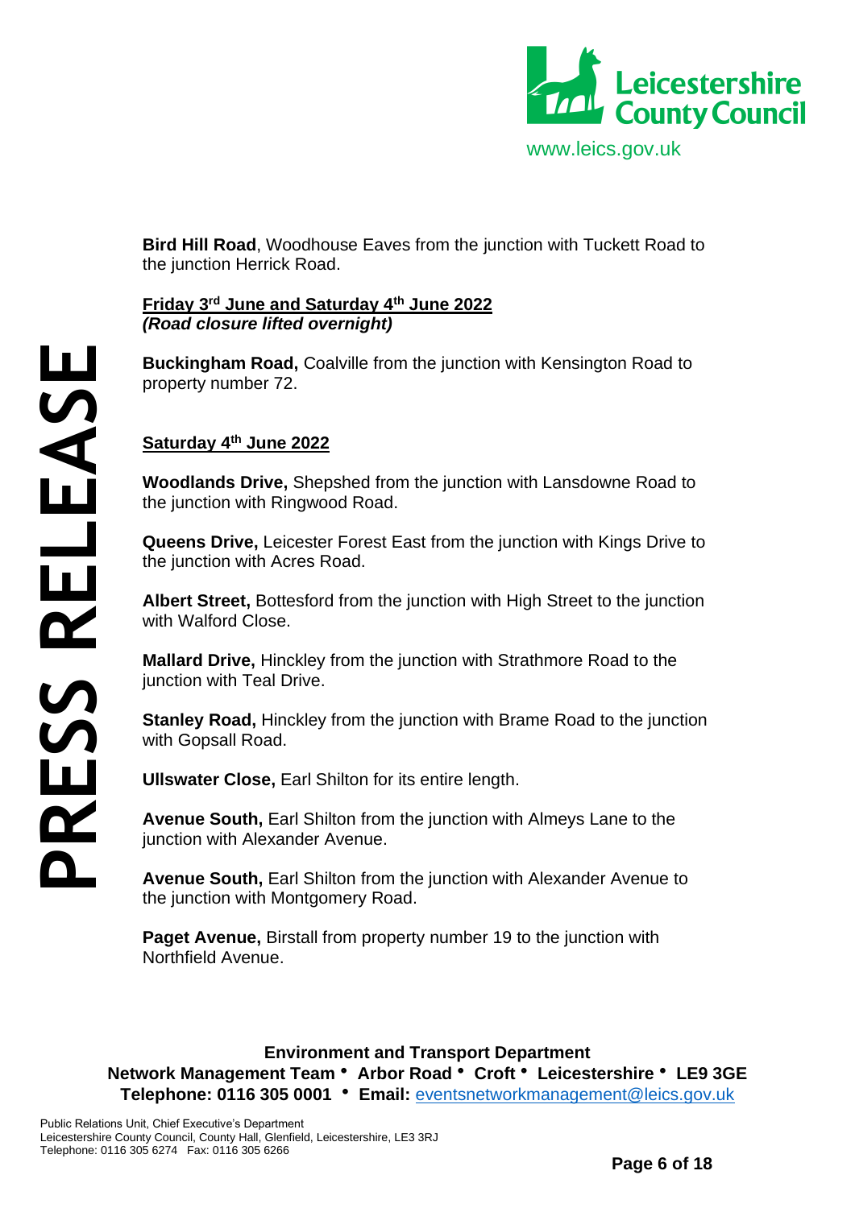**Bird Hill Road**, Woodhouse Eaves from the junction with Tuckett Road to the junction Herrick Road.

**Friday 3rd June and Saturday 4th June 2022**
***(Road closure lifted overnight)***

**Buckingham Road,** Coalville from the junction with Kensington Road to property number 72.

**Saturday 4th June 2022**

**Woodlands Drive,** Shepshed from the junction with Lansdowne Road to the junction with Ringwood Road.

**Queens Drive,** Leicester Forest East from the junction with Kings Drive to the junction with Acres Road.

**Albert Street,** Bottesford from the junction with High Street to the junction with Walford Close.

**Mallard Drive,** Hinckley from the junction with Strathmore Road to the junction with Teal Drive.

**Stanley Road,** Hinckley from the junction with Brame Road to the junction with Gopsall Road.

**Ullswater Close,** Earl Shilton for its entire length.

**Avenue South,** Earl Shilton from the junction with Almeys Lane to the junction with Alexander Avenue.

**Avenue South,** Earl Shilton from the junction with Alexander Avenue to the junction with Montgomery Road.

**Paget Avenue,** Birstall from property number 19 to the junction with Northfield Avenue.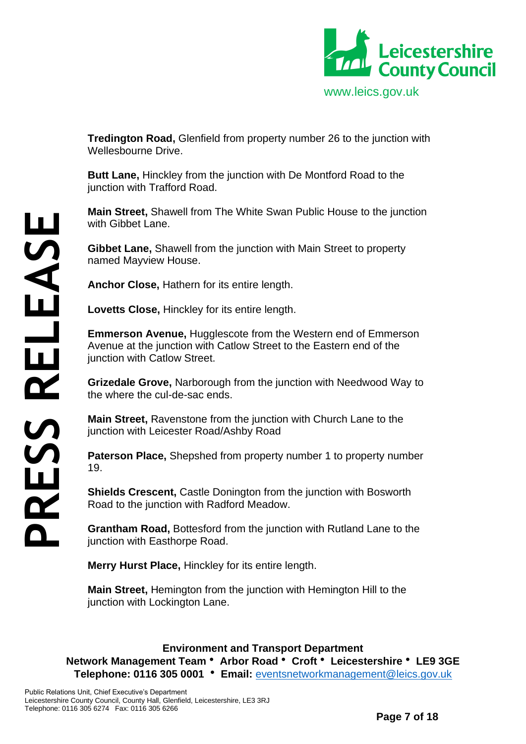**Tredington Road,** Glenfield from property number 26 to the junction with Wellesbourne Drive.

**Butt Lane,** Hinckley from the junction with De Montford Road to the junction with Trafford Road.

**Main Street,** Shawell from The White Swan Public House to the junction with Gibbet Lane.

**Gibbet Lane,** Shawell from the junction with Main Street to property named Mayview House.

**Anchor Close,** Hathern for its entire length.

**Lovetts Close,** Hinckley for its entire length.

**Emmerson Avenue,** Hugglescote from the Western end of Emmerson Avenue at the junction with Catlow Street to the Eastern end of the junction with Catlow Street.

**Grizedale Grove,** Narborough from the junction with Needwood Way to the where the cul-de-sac ends.

**Main Street,** Ravenstone from the junction with Church Lane to the junction with Leicester Road/Ashby Road

**Paterson Place,** Shepshed from property number 1 to property number 19.

**Shields Crescent,** Castle Donington from the junction with Bosworth Road to the junction with Radford Meadow.

**Grantham Road,** Bottesford from the junction with Rutland Lane to the junction with Easthorpe Road.

**Merry Hurst Place,** Hinckley for its entire length.

**Main Street,** Hemington from the junction with Hemington Hill to the junction with Lockington Lane.

**Environment and Transport Department**
**Network Management Team • Arbor Road • Croft • Leicestershire • LE9 3GE**
**Telephone: 0116 305 0001 • Email:** eventsnetworkmanagement@leics.gov.uk

Public Relations Unit, Chief Executive's Department
Leicestershire County Council, County Hall, Glenfield, Leicestershire, LE3 3RJ
Telephone: 0116 305 6274 Fax: 0116 305 6266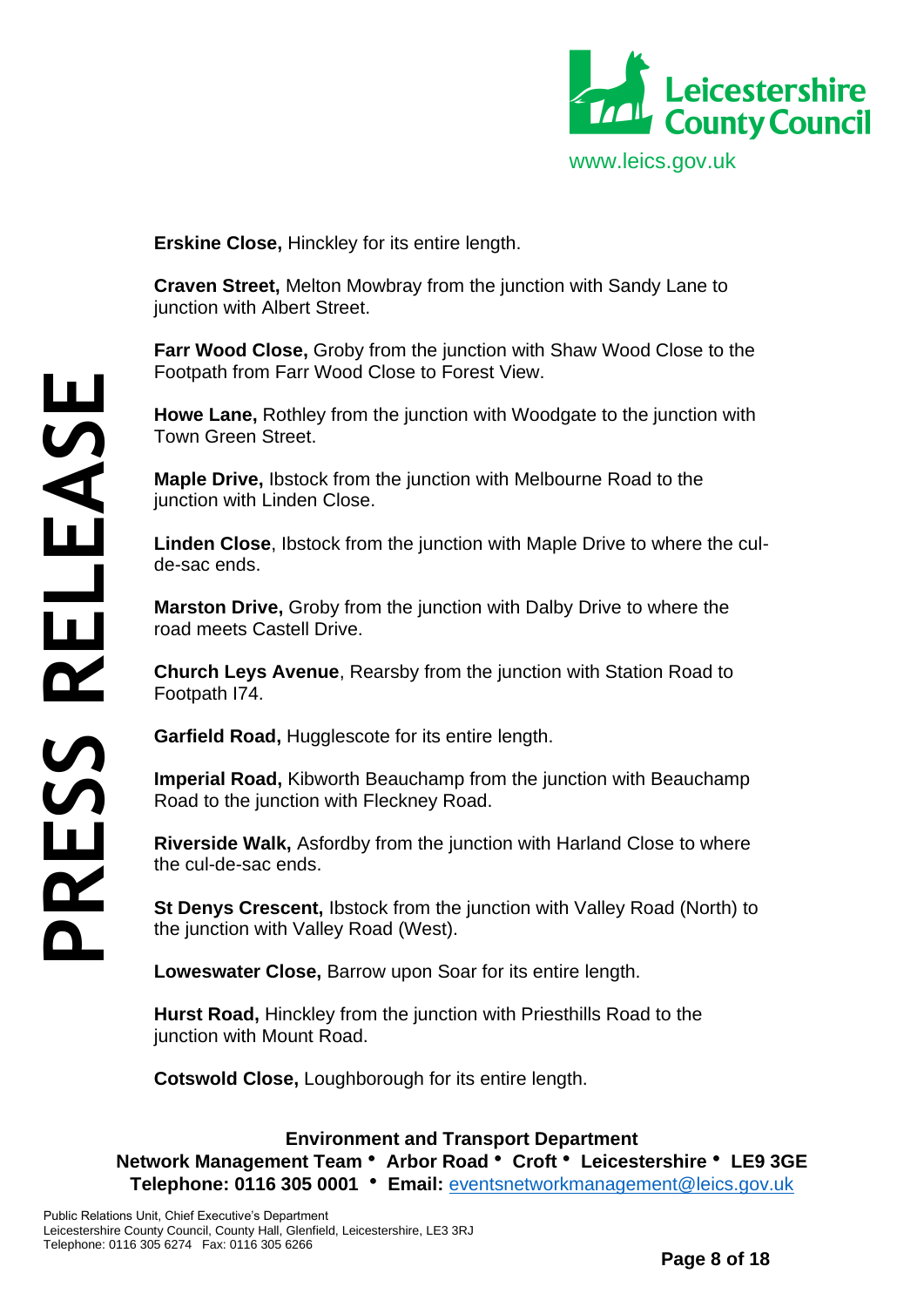**Erskine Close,** Hinckley for its entire length.

**Craven Street,** Melton Mowbray from the junction with Sandy Lane to junction with Albert Street.

**Farr Wood Close,** Groby from the junction with Shaw Wood Close to the Footpath from Farr Wood Close to Forest View.

**Howe Lane,** Rothley from the junction with Woodgate to the junction with Town Green Street.

**Maple Drive,** Ibstock from the junction with Melbourne Road to the junction with Linden Close.

**Linden Close**, Ibstock from the junction with Maple Drive to where the cul-de-sac ends.

**Marston Drive,** Groby from the junction with Dalby Drive to where the road meets Castell Drive.

**Church Leys Avenue**, Rearsby from the junction with Station Road to Footpath I74.

**Garfield Road,** Hugglescote for its entire length.

**Imperial Road,** Kibworth Beauchamp from the junction with Beauchamp Road to the junction with Fleckney Road.

**Riverside Walk,** Asfordby from the junction with Harland Close to where the cul-de-sac ends.

**St Denys Crescent,** Ibstock from the junction with Valley Road (North) to the junction with Valley Road (West).

**Loweswater Close,** Barrow upon Soar for its entire length.

**Hurst Road,** Hinckley from the junction with Priesthills Road to the junction with Mount Road.

**Cotswold Close,** Loughborough for its entire length.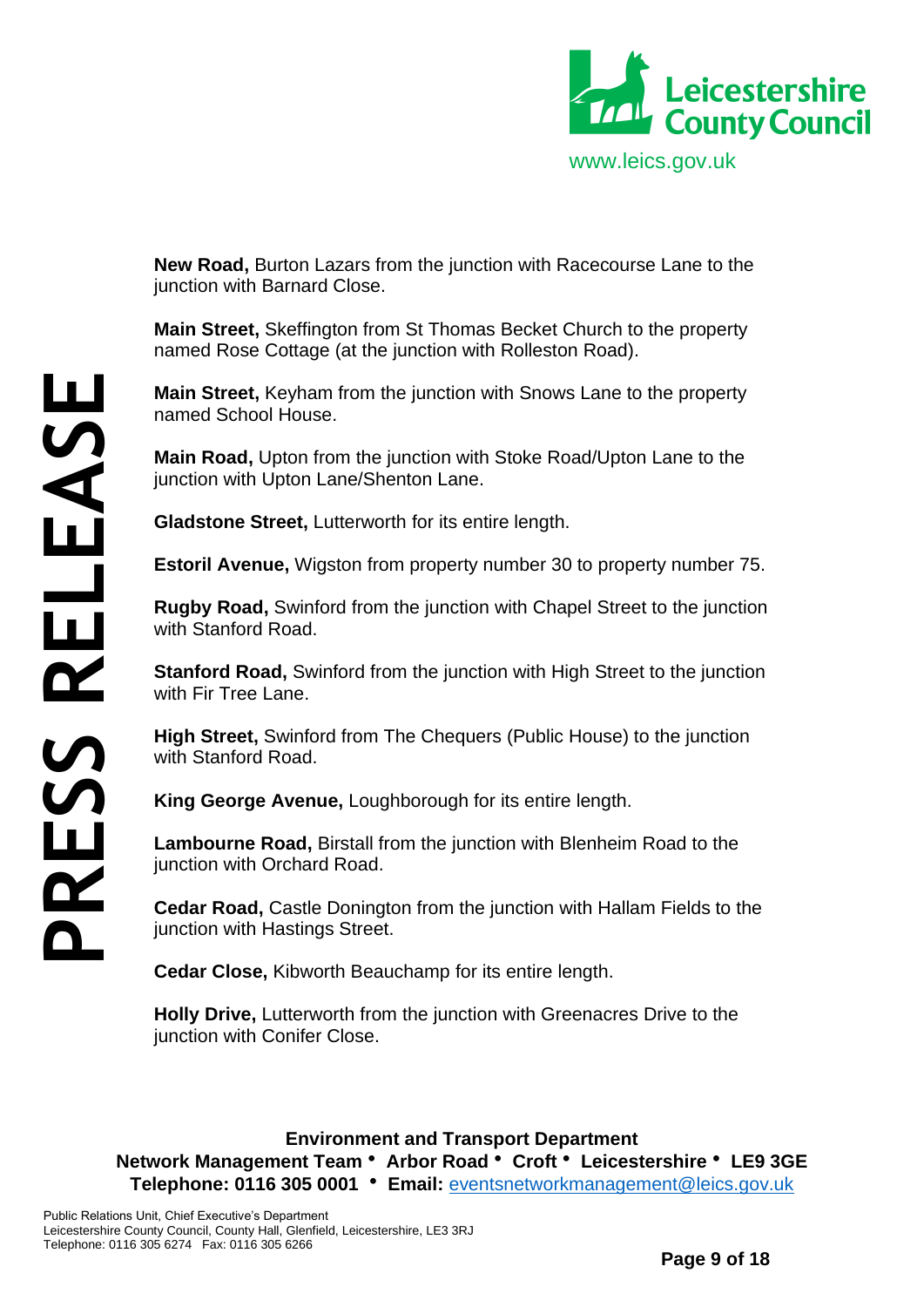**New Road,** Burton Lazars from the junction with Racecourse Lane to the junction with Barnard Close.

**Main Street,** Skeffington from St Thomas Becket Church to the property named Rose Cottage (at the junction with Rolleston Road).

**Main Street,** Keyham from the junction with Snows Lane to the property named School House.

**Main Road,** Upton from the junction with Stoke Road/Upton Lane to the junction with Upton Lane/Shenton Lane.

**Gladstone Street,** Lutterworth for its entire length.

**Estoril Avenue,** Wigston from property number 30 to property number 75.

**Rugby Road,** Swinford from the junction with Chapel Street to the junction with Stanford Road.

**Stanford Road,** Swinford from the junction with High Street to the junction with Fir Tree Lane.

**High Street,** Swinford from The Chequers (Public House) to the junction with Stanford Road.

**King George Avenue,** Loughborough for its entire length.

**Lambourne Road,** Birstall from the junction with Blenheim Road to the junction with Orchard Road.

**Cedar Road,** Castle Donington from the junction with Hallam Fields to the junction with Hastings Street.

**Cedar Close,** Kibworth Beauchamp for its entire length.

**Holly Drive,** Lutterworth from the junction with Greenacres Drive to the junction with Conifer Close.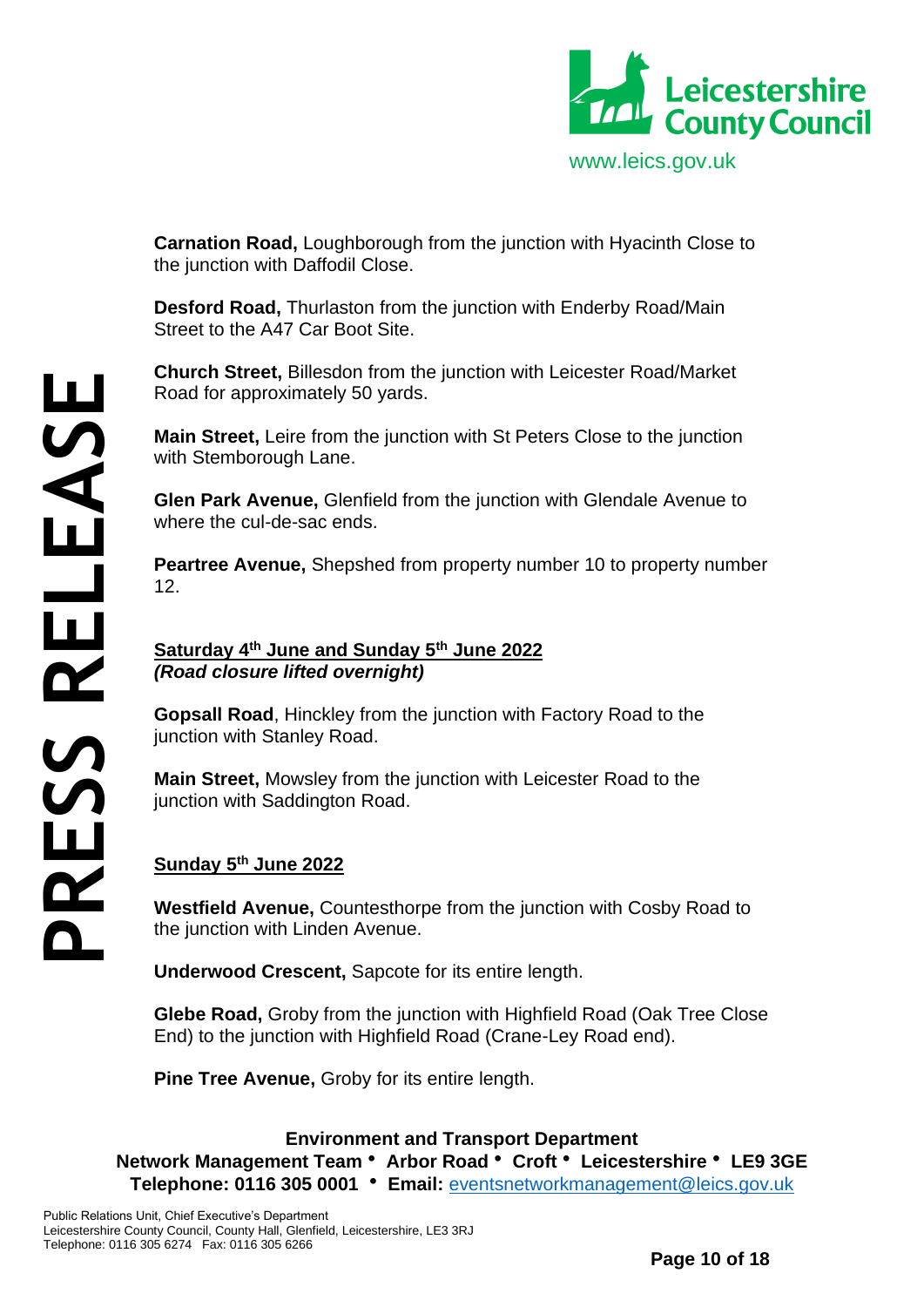**Carnation Road,** Loughborough from the junction with Hyacinth Close to the junction with Daffodil Close.

**Desford Road,** Thurlaston from the junction with Enderby Road/Main Street to the A47 Car Boot Site.

**Church Street,** Billesdon from the junction with Leicester Road/Market Road for approximately 50 yards.

**Main Street,** Leire from the junction with St Peters Close to the junction with Stemborough Lane.

**Glen Park Avenue,** Glenfield from the junction with Glendale Avenue to where the cul-de-sac ends.

**Peartree Avenue,** Shepshed from property number 10 to property number 12.

**Saturday 4th June and Sunday 5th June 2022**
***(Road closure lifted overnight)***

**Gopsall Road**, Hinckley from the junction with Factory Road to the junction with Stanley Road.

**Main Street,** Mowsley from the junction with Leicester Road to the junction with Saddington Road.

**Sunday 5th June 2022**

**Westfield Avenue,** Countesthorpe from the junction with Cosby Road to the junction with Linden Avenue.

**Underwood Crescent,** Sapcote for its entire length.

**Glebe Road,** Groby from the junction with Highfield Road (Oak Tree Close End) to the junction with Highfield Road (Crane-Ley Road end).

**Pine Tree Avenue,** Groby for its entire length.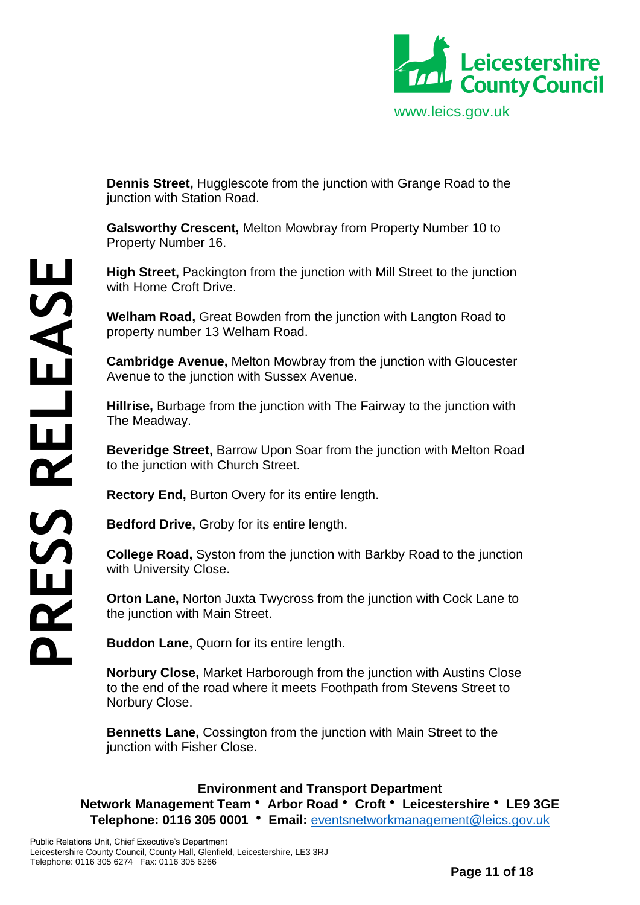**Dennis Street,** Hugglescote from the junction with Grange Road to the junction with Station Road.

**Galsworthy Crescent,** Melton Mowbray from Property Number 10 to Property Number 16.

**High Street,** Packington from the junction with Mill Street to the junction with Home Croft Drive.

**Welham Road,** Great Bowden from the junction with Langton Road to property number 13 Welham Road.

**Cambridge Avenue,** Melton Mowbray from the junction with Gloucester Avenue to the junction with Sussex Avenue.

**Hillrise,** Burbage from the junction with The Fairway to the junction with The Meadway.

**Beveridge Street,** Barrow Upon Soar from the junction with Melton Road to the junction with Church Street.

**Rectory End,** Burton Overy for its entire length.

**Bedford Drive,** Groby for its entire length.

**College Road,** Syston from the junction with Barkby Road to the junction with University Close.

**Orton Lane,** Norton Juxta Twycross from the junction with Cock Lane to the junction with Main Street.

**Buddon Lane,** Quorn for its entire length.

**Norbury Close,** Market Harborough from the junction with Austins Close to the end of the road where it meets Foothpath from Stevens Street to Norbury Close.

**Bennetts Lane,** Cossington from the junction with Main Street to the junction with Fisher Close.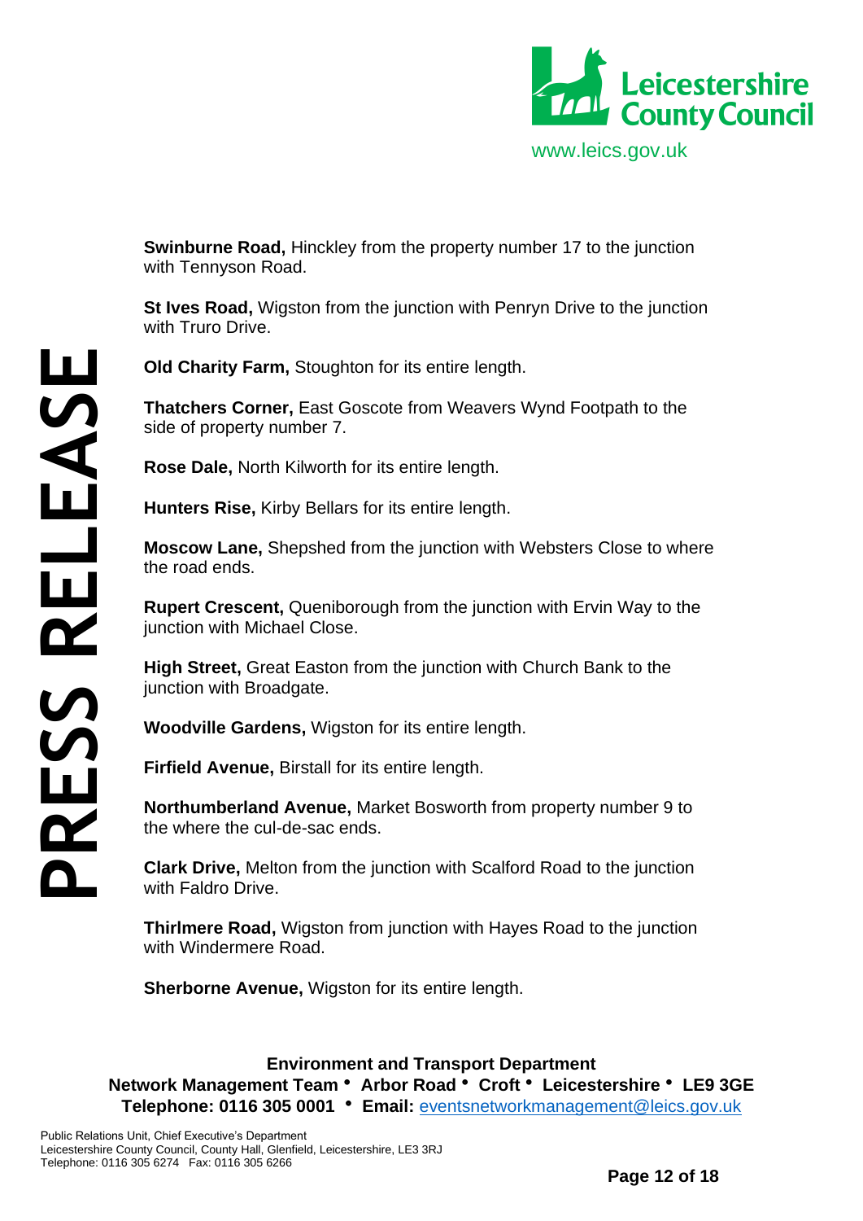**Swinburne Road,** Hinckley from the property number 17 to the junction with Tennyson Road.

**St Ives Road,** Wigston from the junction with Penryn Drive to the junction with Truro Drive.

**Old Charity Farm,** Stoughton for its entire length.

**Thatchers Corner,** East Goscote from Weavers Wynd Footpath to the side of property number 7.

**Rose Dale,** North Kilworth for its entire length.

**Hunters Rise,** Kirby Bellars for its entire length.

**Moscow Lane,** Shepshed from the junction with Websters Close to where the road ends.

**Rupert Crescent,** Queniborough from the junction with Ervin Way to the junction with Michael Close.

**High Street,** Great Easton from the junction with Church Bank to the junction with Broadgate.

**Woodville Gardens,** Wigston for its entire length.

**Firfield Avenue,** Birstall for its entire length.

**Northumberland Avenue,** Market Bosworth from property number 9 to the where the cul-de-sac ends.

**Clark Drive,** Melton from the junction with Scalford Road to the junction with Faldro Drive.

**Thirlmere Road,** Wigston from junction with Hayes Road to the junction with Windermere Road.

**Sherborne Avenue,** Wigston for its entire length.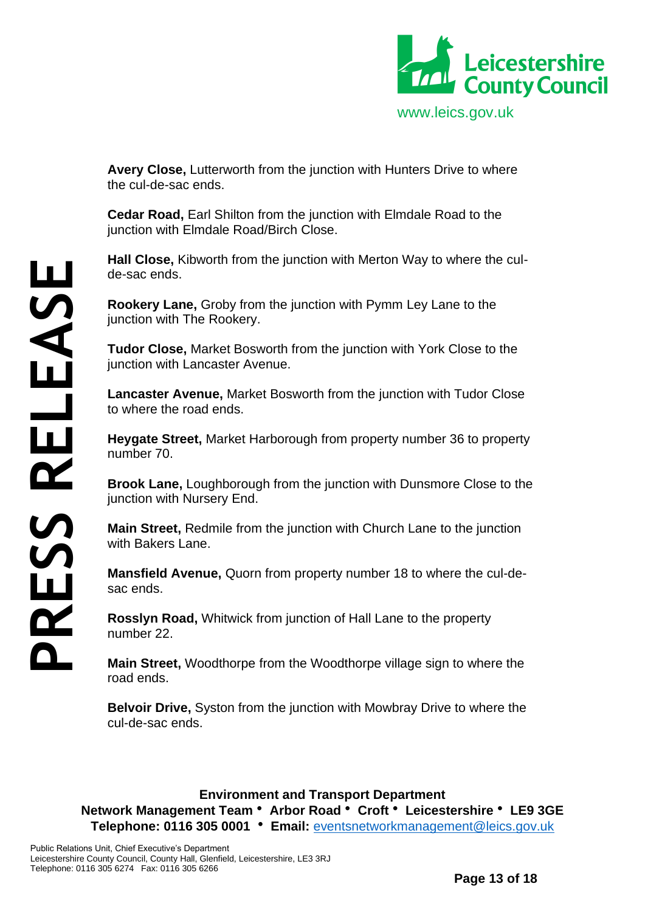**Avery Close,** Lutterworth from the junction with Hunters Drive to where the cul-de-sac ends.

**Cedar Road,** Earl Shilton from the junction with Elmdale Road to the junction with Elmdale Road/Birch Close.

**Hall Close,** Kibworth from the junction with Merton Way to where the cul-de-sac ends.

**Rookery Lane,** Groby from the junction with Pymm Ley Lane to the junction with The Rookery.

**Tudor Close,** Market Bosworth from the junction with York Close to the junction with Lancaster Avenue.

**Lancaster Avenue,** Market Bosworth from the junction with Tudor Close to where the road ends.

**Heygate Street,** Market Harborough from property number 36 to property number 70.

**Brook Lane,** Loughborough from the junction with Dunsmore Close to the junction with Nursery End.

**Main Street,** Redmile from the junction with Church Lane to the junction with Bakers Lane.

**Mansfield Avenue,** Quorn from property number 18 to where the cul-de-sac ends.

**Rosslyn Road,** Whitwick from junction of Hall Lane to the property number 22.

**Main Street,** Woodthorpe from the Woodthorpe village sign to where the road ends.

**Belvoir Drive,** Syston from the junction with Mowbray Drive to where the cul-de-sac ends.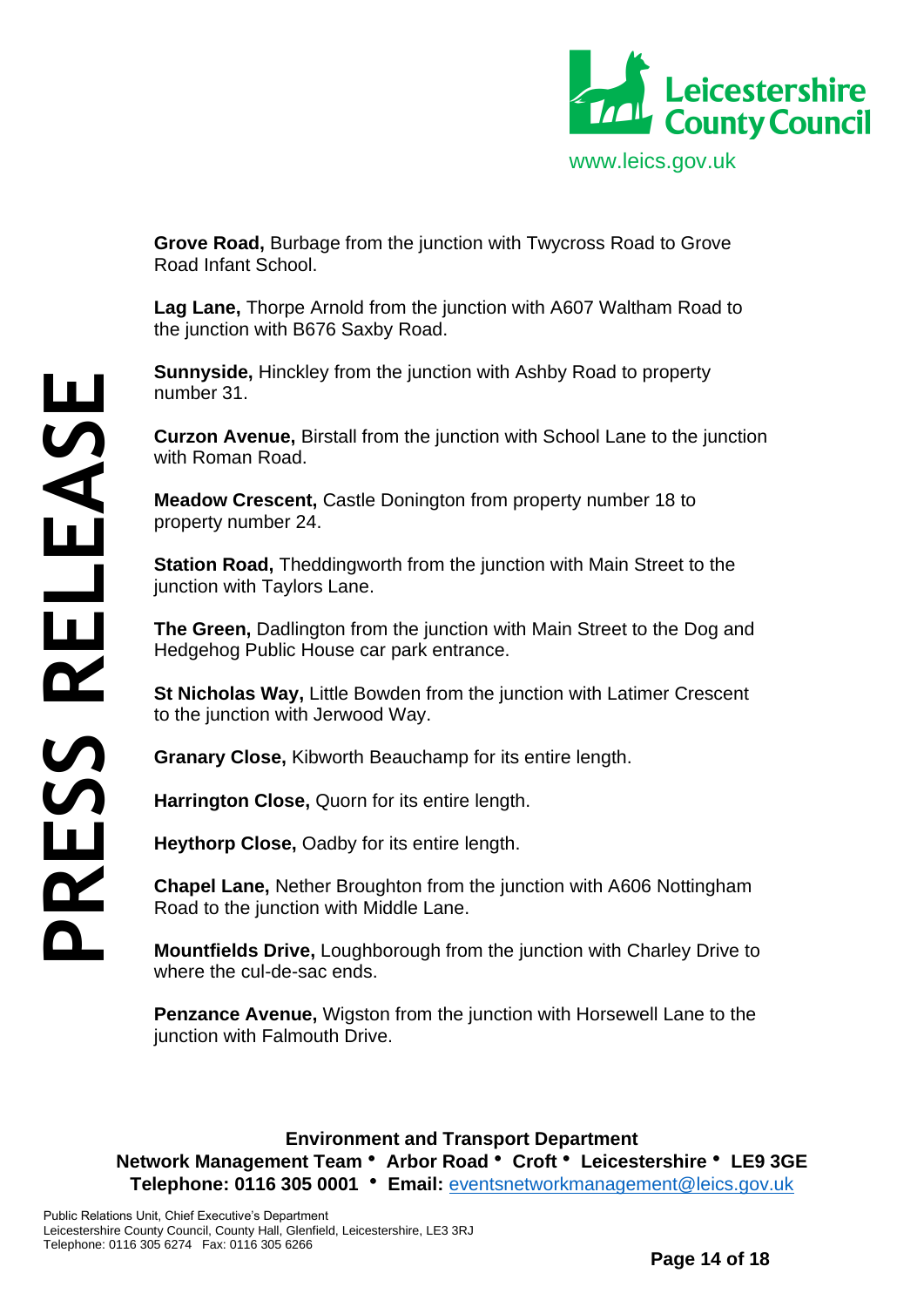**Grove Road,** Burbage from the junction with Twycross Road to Grove Road Infant School.

**Lag Lane,** Thorpe Arnold from the junction with A607 Waltham Road to the junction with B676 Saxby Road.

**Sunnyside,** Hinckley from the junction with Ashby Road to property number 31.

**Curzon Avenue,** Birstall from the junction with School Lane to the junction with Roman Road.

**Meadow Crescent,** Castle Donington from property number 18 to property number 24.

**Station Road,** Theddingworth from the junction with Main Street to the junction with Taylors Lane.

**The Green,** Dadlington from the junction with Main Street to the Dog and Hedgehog Public House car park entrance.

**St Nicholas Way,** Little Bowden from the junction with Latimer Crescent to the junction with Jerwood Way.

**Granary Close,** Kibworth Beauchamp for its entire length.

**Harrington Close,** Quorn for its entire length.

**Heythorp Close,** Oadby for its entire length.

**Chapel Lane,** Nether Broughton from the junction with A606 Nottingham Road to the junction with Middle Lane.

**Mountfields Drive,** Loughborough from the junction with Charley Drive to where the cul-de-sac ends.

**Penzance Avenue,** Wigston from the junction with Horsewell Lane to the junction with Falmouth Drive.

**Environment and Transport Department**
**Network Management Team • Arbor Road • Croft • Leicestershire • LE9 3GE**
**Telephone: 0116 305 0001 • Email:** eventsnetworkmanagement@leics.gov.uk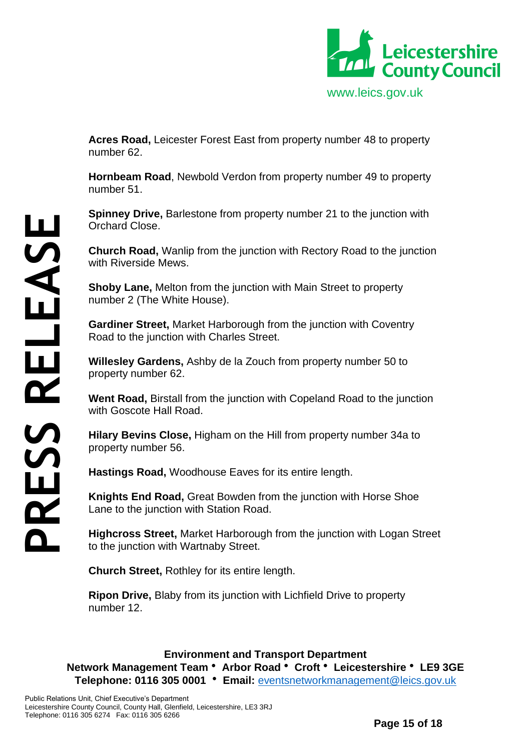**Acres Road,** Leicester Forest East from property number 48 to property number 62.

**Hornbeam Road**, Newbold Verdon from property number 49 to property number 51.

**Spinney Drive,** Barlestone from property number 21 to the junction with Orchard Close.

**Church Road,** Wanlip from the junction with Rectory Road to the junction with Riverside Mews.

**Shoby Lane,** Melton from the junction with Main Street to property number 2 (The White House).

**Gardiner Street,** Market Harborough from the junction with Coventry Road to the junction with Charles Street.

**Willesley Gardens,** Ashby de la Zouch from property number 50 to property number 62.

**Went Road,** Birstall from the junction with Copeland Road to the junction with Goscote Hall Road.

**Hilary Bevins Close,** Higham on the Hill from property number 34a to property number 56.

**Hastings Road,** Woodhouse Eaves for its entire length.

**Knights End Road,** Great Bowden from the junction with Horse Shoe Lane to the junction with Station Road.

**Highcross Street,** Market Harborough from the junction with Logan Street to the junction with Wartnaby Street.

**Church Street,** Rothley for its entire length.

**Ripon Drive,** Blaby from its junction with Lichfield Drive to property number 12.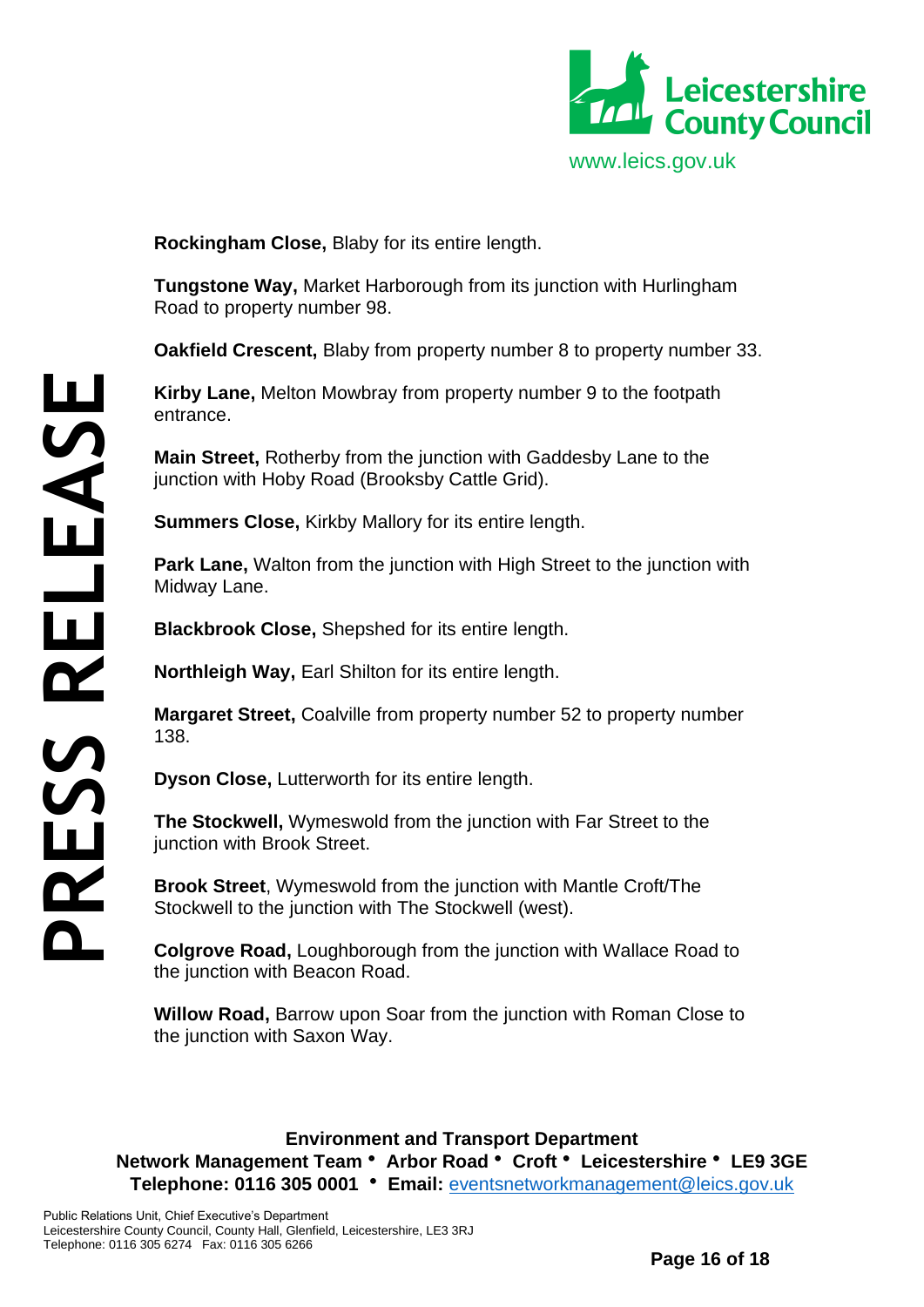**Rockingham Close,** Blaby for its entire length.

**Tungstone Way,** Market Harborough from its junction with Hurlingham Road to property number 98.

**Oakfield Crescent,** Blaby from property number 8 to property number 33.

**Kirby Lane,** Melton Mowbray from property number 9 to the footpath entrance.

**Main Street,** Rotherby from the junction with Gaddesby Lane to the junction with Hoby Road (Brooksby Cattle Grid).

**Summers Close,** Kirkby Mallory for its entire length.

**Park Lane,** Walton from the junction with High Street to the junction with Midway Lane.

**Blackbrook Close,** Shepshed for its entire length.

**Northleigh Way,** Earl Shilton for its entire length.

**Margaret Street,** Coalville from property number 52 to property number 138.

**Dyson Close,** Lutterworth for its entire length.

**The Stockwell,** Wymeswold from the junction with Far Street to the junction with Brook Street.

**Brook Street**, Wymeswold from the junction with Mantle Croft/The Stockwell to the junction with The Stockwell (west).

**Colgrove Road,** Loughborough from the junction with Wallace Road to the junction with Beacon Road.

**Willow Road,** Barrow upon Soar from the junction with Roman Close to the junction with Saxon Way.

**Environment and Transport Department**
**Network Management Team • Arbor Road • Croft • Leicestershire • LE9 3GE**
**Telephone: 0116 305 0001 • Email:** eventsnetworkmanagement@leics.gov.uk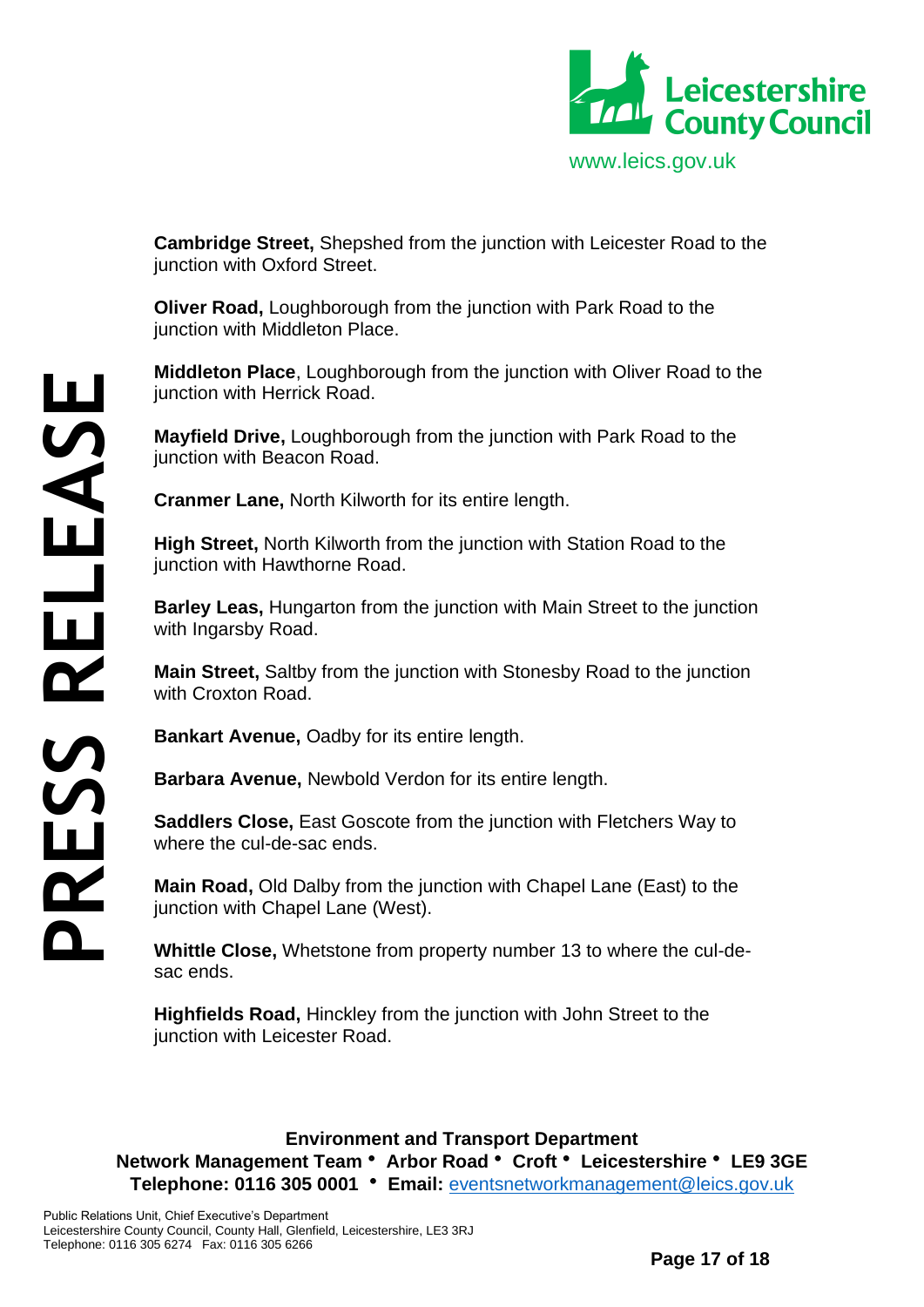**Cambridge Street,** Shepshed from the junction with Leicester Road to the junction with Oxford Street.

**Oliver Road,** Loughborough from the junction with Park Road to the junction with Middleton Place.

**Middleton Place**, Loughborough from the junction with Oliver Road to the junction with Herrick Road.

**Mayfield Drive,** Loughborough from the junction with Park Road to the junction with Beacon Road.

**Cranmer Lane,** North Kilworth for its entire length.

**High Street,** North Kilworth from the junction with Station Road to the junction with Hawthorne Road.

**Barley Leas,** Hungarton from the junction with Main Street to the junction with Ingarsby Road.

**Main Street,** Saltby from the junction with Stonesby Road to the junction with Croxton Road.

**Bankart Avenue,** Oadby for its entire length.

**Barbara Avenue,** Newbold Verdon for its entire length.

**Saddlers Close,** East Goscote from the junction with Fletchers Way to where the cul-de-sac ends.

**Main Road,** Old Dalby from the junction with Chapel Lane (East) to the junction with Chapel Lane (West).

**Whittle Close,** Whetstone from property number 13 to where the cul-de-sac ends.

**Highfields Road,** Hinckley from the junction with John Street to the junction with Leicester Road.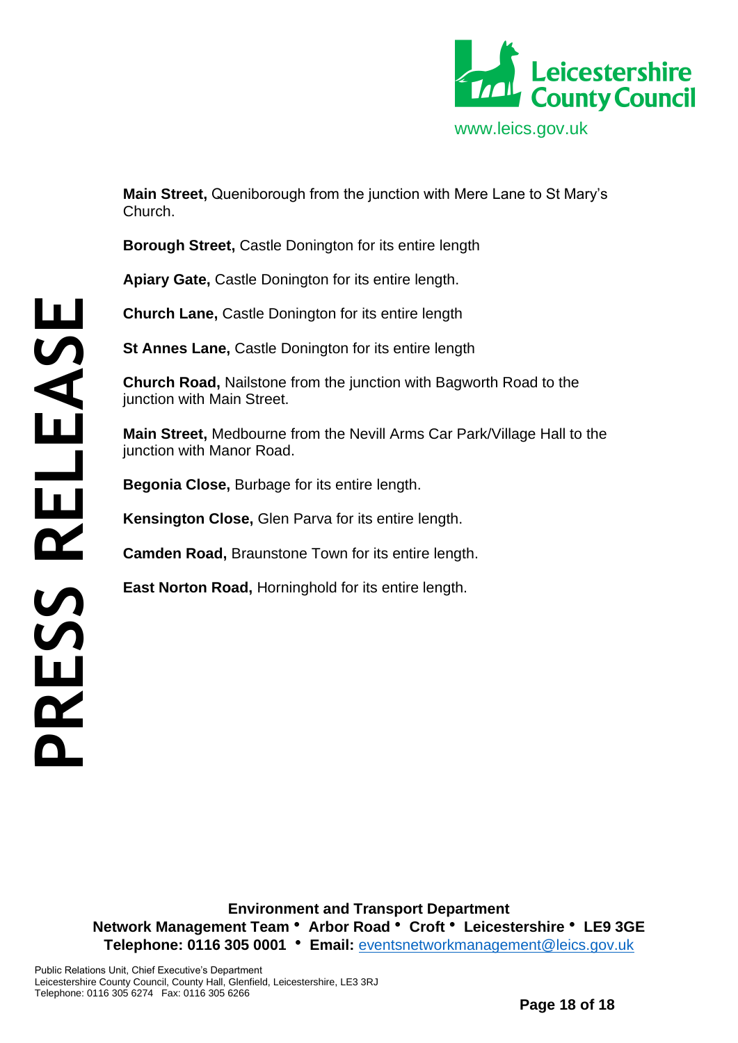**Main Street,** Queniborough from the junction with Mere Lane to St Mary's Church.

**Borough Street,** Castle Donington for its entire length

**Apiary Gate,** Castle Donington for its entire length.

**Church Lane,** Castle Donington for its entire length

**St Annes Lane,** Castle Donington for its entire length

**Church Road,** Nailstone from the junction with Bagworth Road to the junction with Main Street.

**Main Street,** Medbourne from the Nevill Arms Car Park/Village Hall to the junction with Manor Road.

**Begonia Close,** Burbage for its entire length.

**Kensington Close,** Glen Parva for its entire length.

**Camden Road,** Braunstone Town for its entire length.

**East Norton Road,** Horninghold for its entire length.